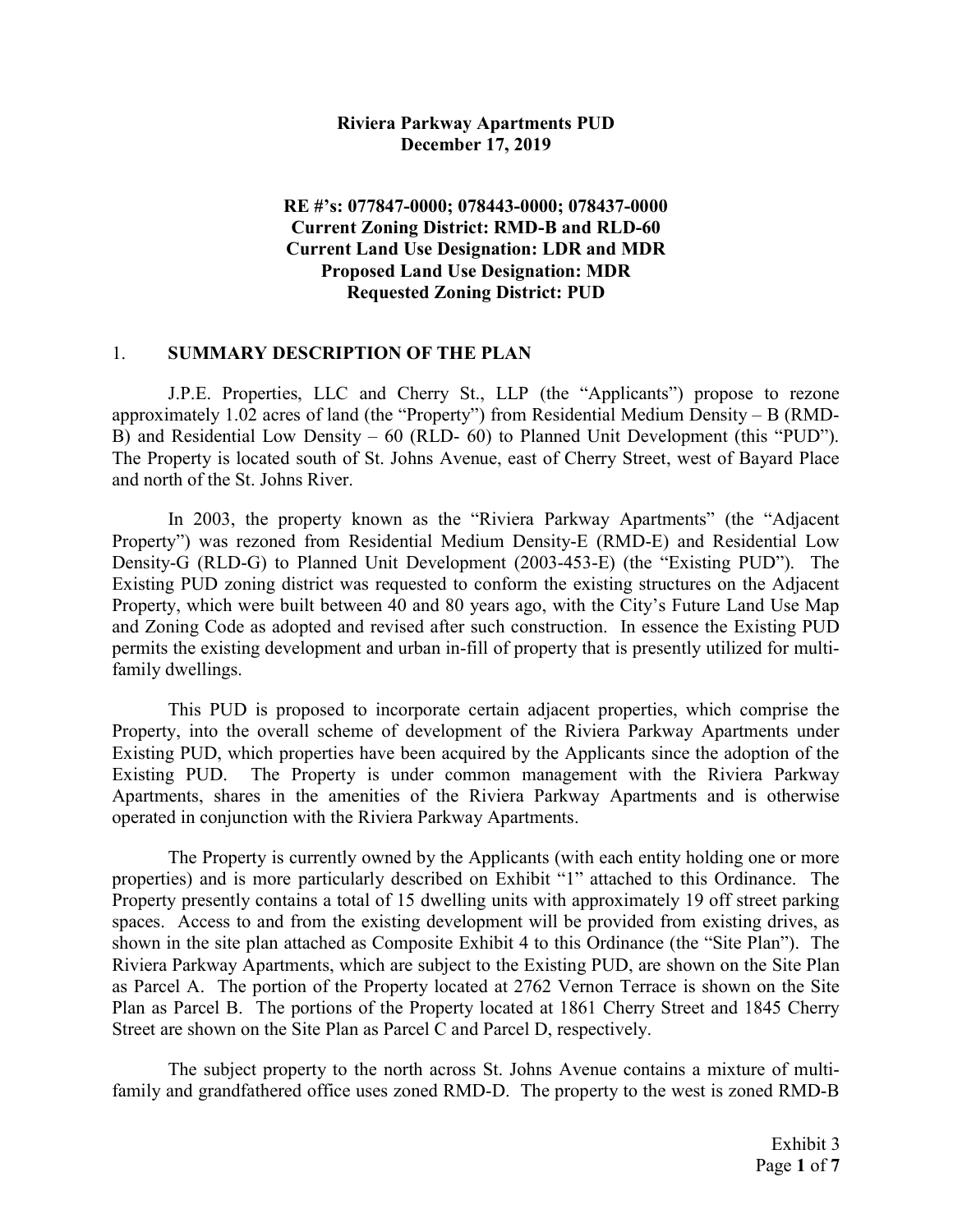**Riviera Parkway Apartments PUD**
**December 17, 2019**

**RE #'s: 077847-0000; 078443-0000; 078437-0000**
**Current Zoning District: RMD-B and RLD-60**
**Current Land Use Designation: LDR and MDR**
**Proposed Land Use Designation: MDR**
**Requested Zoning District: PUD**

## 1. SUMMARY DESCRIPTION OF THE PLAN

J.P.E. Properties, LLC and Cherry St., LLP (the "Applicants") propose to rezone approximately 1.02 acres of land (the "Property") from Residential Medium Density – B (RMD-B) and Residential Low Density – 60 (RLD- 60) to Planned Unit Development (this "PUD"). The Property is located south of St. Johns Avenue, east of Cherry Street, west of Bayard Place and north of the St. Johns River.

In 2003, the property known as the "Riviera Parkway Apartments" (the "Adjacent Property") was rezoned from Residential Medium Density-E (RMD-E) and Residential Low Density-G (RLD-G) to Planned Unit Development (2003-453-E) (the "Existing PUD"). The Existing PUD zoning district was requested to conform the existing structures on the Adjacent Property, which were built between 40 and 80 years ago, with the City's Future Land Use Map and Zoning Code as adopted and revised after such construction. In essence the Existing PUD permits the existing development and urban in-fill of property that is presently utilized for multi-family dwellings.

This PUD is proposed to incorporate certain adjacent properties, which comprise the Property, into the overall scheme of development of the Riviera Parkway Apartments under Existing PUD, which properties have been acquired by the Applicants since the adoption of the Existing PUD. The Property is under common management with the Riviera Parkway Apartments, shares in the amenities of the Riviera Parkway Apartments and is otherwise operated in conjunction with the Riviera Parkway Apartments.

The Property is currently owned by the Applicants (with each entity holding one or more properties) and is more particularly described on Exhibit "1" attached to this Ordinance. The Property presently contains a total of 15 dwelling units with approximately 19 off street parking spaces. Access to and from the existing development will be provided from existing drives, as shown in the site plan attached as Composite Exhibit 4 to this Ordinance (the "Site Plan"). The Riviera Parkway Apartments, which are subject to the Existing PUD, are shown on the Site Plan as Parcel A. The portion of the Property located at 2762 Vernon Terrace is shown on the Site Plan as Parcel B. The portions of the Property located at 1861 Cherry Street and 1845 Cherry Street are shown on the Site Plan as Parcel C and Parcel D, respectively.

The subject property to the north across St. Johns Avenue contains a mixture of multi-family and grandfathered office uses zoned RMD-D. The property to the west is zoned RMD-B

Exhibit 3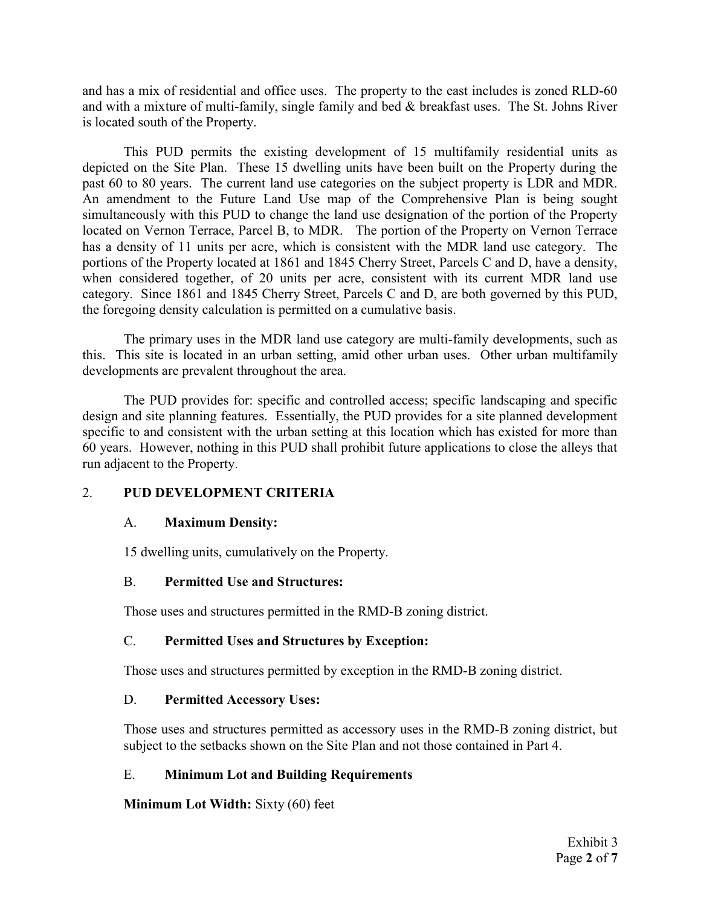and has a mix of residential and office uses. The property to the east includes is zoned RLD-60 and with a mixture of multi-family, single family and bed & breakfast uses. The St. Johns River is located south of the Property.

This PUD permits the existing development of 15 multifamily residential units as depicted on the Site Plan. These 15 dwelling units have been built on the Property during the past 60 to 80 years. The current land use categories on the subject property is LDR and MDR. An amendment to the Future Land Use map of the Comprehensive Plan is being sought simultaneously with this PUD to change the land use designation of the portion of the Property located on Vernon Terrace, Parcel B, to MDR. The portion of the Property on Vernon Terrace has a density of 11 units per acre, which is consistent with the MDR land use category. The portions of the Property located at 1861 and 1845 Cherry Street, Parcels C and D, have a density, when considered together, of 20 units per acre, consistent with its current MDR land use category. Since 1861 and 1845 Cherry Street, Parcels C and D, are both governed by this PUD, the foregoing density calculation is permitted on a cumulative basis.

The primary uses in the MDR land use category are multi-family developments, such as this. This site is located in an urban setting, amid other urban uses. Other urban multifamily developments are prevalent throughout the area.

The PUD provides for: specific and controlled access; specific landscaping and specific design and site planning features. Essentially, the PUD provides for a site planned development specific to and consistent with the urban setting at this location which has existed for more than 60 years. However, nothing in this PUD shall prohibit future applications to close the alleys that run adjacent to the Property.

## 2. PUD DEVELOPMENT CRITERIA

### A. Maximum Density:

15 dwelling units, cumulatively on the Property.

### B. Permitted Use and Structures:

Those uses and structures permitted in the RMD-B zoning district.

### C. Permitted Uses and Structures by Exception:

Those uses and structures permitted by exception in the RMD-B zoning district.

### D. Permitted Accessory Uses:

Those uses and structures permitted as accessory uses in the RMD-B zoning district, but subject to the setbacks shown on the Site Plan and not those contained in Part 4.

### E. Minimum Lot and Building Requirements

**Minimum Lot Width:** Sixty (60) feet

Exhibit 3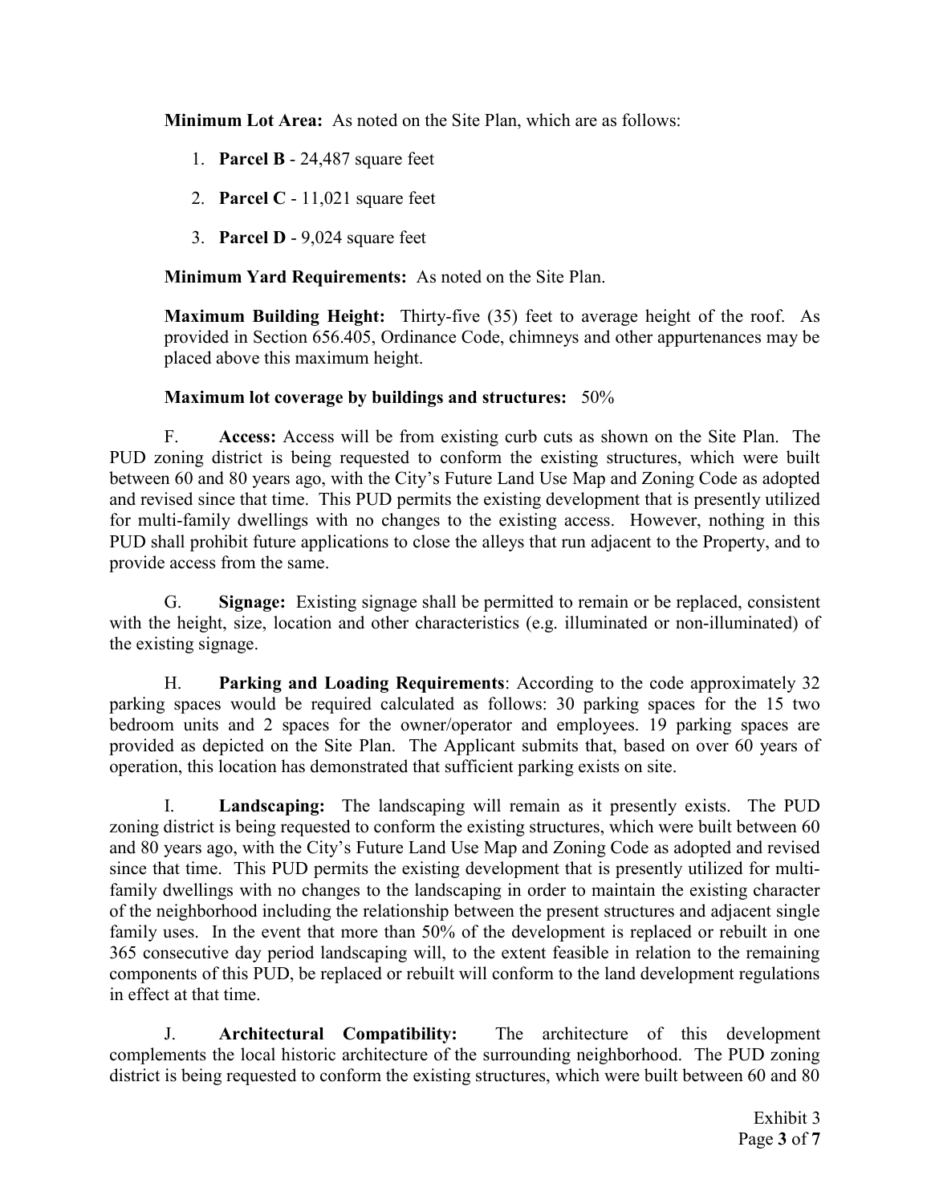**Minimum Lot Area:** As noted on the Site Plan, which are as follows:

1. **Parcel B** - 24,487 square feet
2. **Parcel C** - 11,021 square feet
3. **Parcel D** - 9,024 square feet

**Minimum Yard Requirements:** As noted on the Site Plan.

**Maximum Building Height:** Thirty-five (35) feet to average height of the roof. As provided in Section 656.405, Ordinance Code, chimneys and other appurtenances may be placed above this maximum height.

**Maximum lot coverage by buildings and structures:** 50%

F. **Access:** Access will be from existing curb cuts as shown on the Site Plan. The PUD zoning district is being requested to conform the existing structures, which were built between 60 and 80 years ago, with the City's Future Land Use Map and Zoning Code as adopted and revised since that time. This PUD permits the existing development that is presently utilized for multi-family dwellings with no changes to the existing access. However, nothing in this PUD shall prohibit future applications to close the alleys that run adjacent to the Property, and to provide access from the same.

G. **Signage:** Existing signage shall be permitted to remain or be replaced, consistent with the height, size, location and other characteristics (e.g. illuminated or non-illuminated) of the existing signage.

H. **Parking and Loading Requirements**: According to the code approximately 32 parking spaces would be required calculated as follows: 30 parking spaces for the 15 two bedroom units and 2 spaces for the owner/operator and employees. 19 parking spaces are provided as depicted on the Site Plan. The Applicant submits that, based on over 60 years of operation, this location has demonstrated that sufficient parking exists on site.

I. **Landscaping:** The landscaping will remain as it presently exists. The PUD zoning district is being requested to conform the existing structures, which were built between 60 and 80 years ago, with the City's Future Land Use Map and Zoning Code as adopted and revised since that time. This PUD permits the existing development that is presently utilized for multi-family dwellings with no changes to the landscaping in order to maintain the existing character of the neighborhood including the relationship between the present structures and adjacent single family uses. In the event that more than 50% of the development is replaced or rebuilt in one 365 consecutive day period landscaping will, to the extent feasible in relation to the remaining components of this PUD, be replaced or rebuilt will conform to the land development regulations in effect at that time.

J. **Architectural Compatibility:** The architecture of this development complements the local historic architecture of the surrounding neighborhood. The PUD zoning district is being requested to conform the existing structures, which were built between 60 and 80

Exhibit 3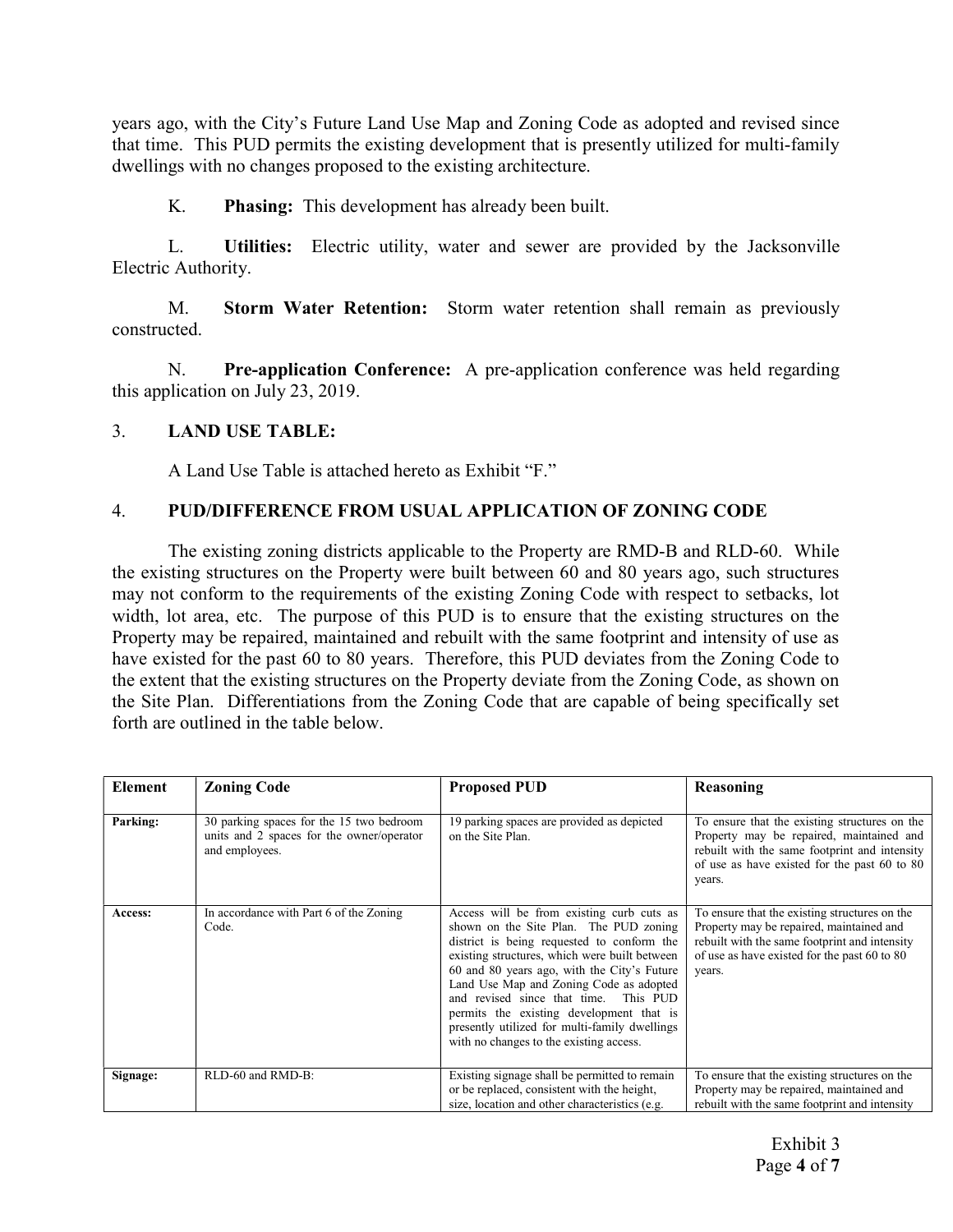years ago, with the City's Future Land Use Map and Zoning Code as adopted and revised since that time. This PUD permits the existing development that is presently utilized for multi-family dwellings with no changes proposed to the existing architecture.

K. **Phasing:** This development has already been built.

L. **Utilities:** Electric utility, water and sewer are provided by the Jacksonville Electric Authority.

M. **Storm Water Retention:** Storm water retention shall remain as previously constructed.

N. **Pre-application Conference:** A pre-application conference was held regarding this application on July 23, 2019.

## 3. LAND USE TABLE:

A Land Use Table is attached hereto as Exhibit "F."

## 4. PUD/DIFFERENCE FROM USUAL APPLICATION OF ZONING CODE

The existing zoning districts applicable to the Property are RMD-B and RLD-60. While the existing structures on the Property were built between 60 and 80 years ago, such structures may not conform to the requirements of the existing Zoning Code with respect to setbacks, lot width, lot area, etc. The purpose of this PUD is to ensure that the existing structures on the Property may be repaired, maintained and rebuilt with the same footprint and intensity of use as have existed for the past 60 to 80 years. Therefore, this PUD deviates from the Zoning Code to the extent that the existing structures on the Property deviate from the Zoning Code, as shown on the Site Plan. Differentiations from the Zoning Code that are capable of being specifically set forth are outlined in the table below.

| Element | Zoning Code | Proposed PUD | Reasoning |
|---|---|---|---|
| **Parking:** | 30 parking spaces for the 15 two bedroom units and 2 spaces for the owner/operator and employees. | 19 parking spaces are provided as depicted on the Site Plan. | To ensure that the existing structures on the Property may be repaired, maintained and rebuilt with the same footprint and intensity of use as have existed for the past 60 to 80 years. |
| **Access:** | In accordance with Part 6 of the Zoning Code. | Access will be from existing curb cuts as shown on the Site Plan. The PUD zoning district is being requested to conform the existing structures, which were built between 60 and 80 years ago, with the City's Future Land Use Map and Zoning Code as adopted and revised since that time. This PUD permits the existing development that is presently utilized for multi-family dwellings with no changes to the existing access. | To ensure that the existing structures on the Property may be repaired, maintained and rebuilt with the same footprint and intensity of use as have existed for the past 60 to 80 years. |
| **Signage:** | RLD-60 and RMD-B: | Existing signage shall be permitted to remain or be replaced, consistent with the height, size, location and other characteristics (e.g. | To ensure that the existing structures on the Property may be repaired, maintained and rebuilt with the same footprint and intensity |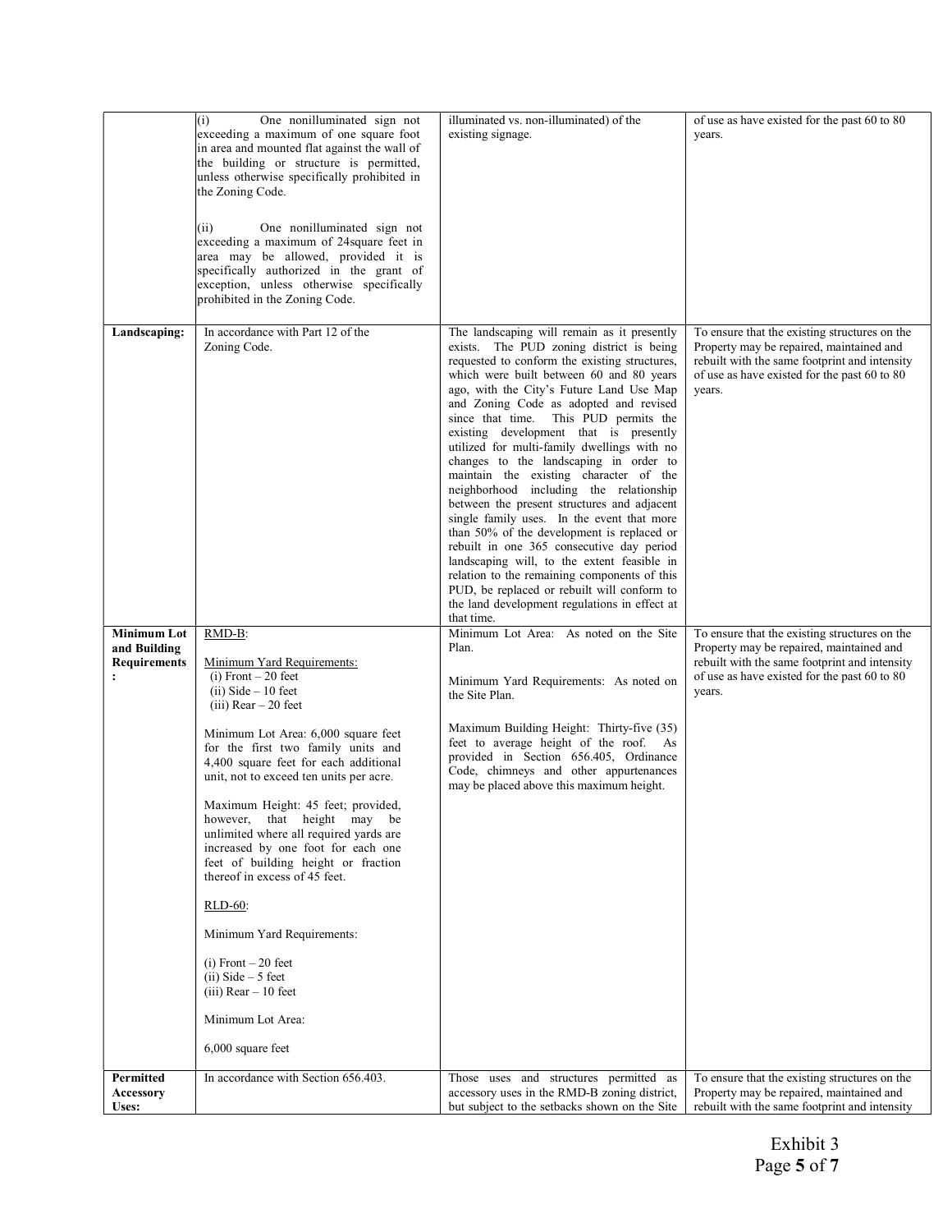| | | | |
|---|---|---|---|
| | (i) One nonilluminated sign not exceeding a maximum of one square foot in area and mounted flat against the wall of the building or structure is permitted, unless otherwise specifically prohibited in the Zoning Code.<br><br>(ii) One nonilluminated sign not exceeding a maximum of 24square feet in area may be allowed, provided it is specifically authorized in the grant of exception, unless otherwise specifically prohibited in the Zoning Code. | illuminated vs. non-illuminated) of the existing signage. | of use as have existed for the past 60 to 80 years. |
| **Landscaping:** | In accordance with Part 12 of the Zoning Code. | The landscaping will remain as it presently exists. The PUD zoning district is being requested to conform the existing structures, which were built between 60 and 80 years ago, with the City's Future Land Use Map and Zoning Code as adopted and revised since that time. This PUD permits the existing development that is presently utilized for multi-family dwellings with no changes to the landscaping in order to maintain the existing character of the neighborhood including the relationship between the present structures and adjacent single family uses. In the event that more than 50% of the development is replaced or rebuilt in one 365 consecutive day period landscaping will, to the extent feasible in relation to the remaining components of this PUD, be replaced or rebuilt will conform to the land development regulations in effect at that time. | To ensure that the existing structures on the Property may be repaired, maintained and rebuilt with the same footprint and intensity of use as have existed for the past 60 to 80 years. |
| **Minimum Lot and Building Requirements:** | RMD-B:<br><br>Minimum Yard Requirements:<br>(i) Front – 20 feet<br>(ii) Side – 10 feet<br>(iii) Rear – 20 feet<br><br>Minimum Lot Area: 6,000 square feet for the first two family units and 4,400 square feet for each additional unit, not to exceed ten units per acre.<br><br>Maximum Height: 45 feet; provided, however, that height may be unlimited where all required yards are increased by one foot for each one feet of building height or fraction thereof in excess of 45 feet.<br><br>RLD-60:<br><br>Minimum Yard Requirements:<br><br>(i) Front – 20 feet<br>(ii) Side – 5 feet<br>(iii) Rear – 10 feet<br><br>Minimum Lot Area:<br><br>6,000 square feet | Minimum Lot Area: As noted on the Site Plan.<br><br>Minimum Yard Requirements: As noted on the Site Plan.<br><br>Maximum Building Height: Thirty-five (35) feet to average height of the roof. As provided in Section 656.405, Ordinance Code, chimneys and other appurtenances may be placed above this maximum height. | To ensure that the existing structures on the Property may be repaired, maintained and rebuilt with the same footprint and intensity of use as have existed for the past 60 to 80 years. |
| **Permitted Accessory Uses:** | In accordance with Section 656.403. | Those uses and structures permitted as accessory uses in the RMD-B zoning district, but subject to the setbacks shown on the Site | To ensure that the existing structures on the Property may be repaired, maintained and rebuilt with the same footprint and intensity |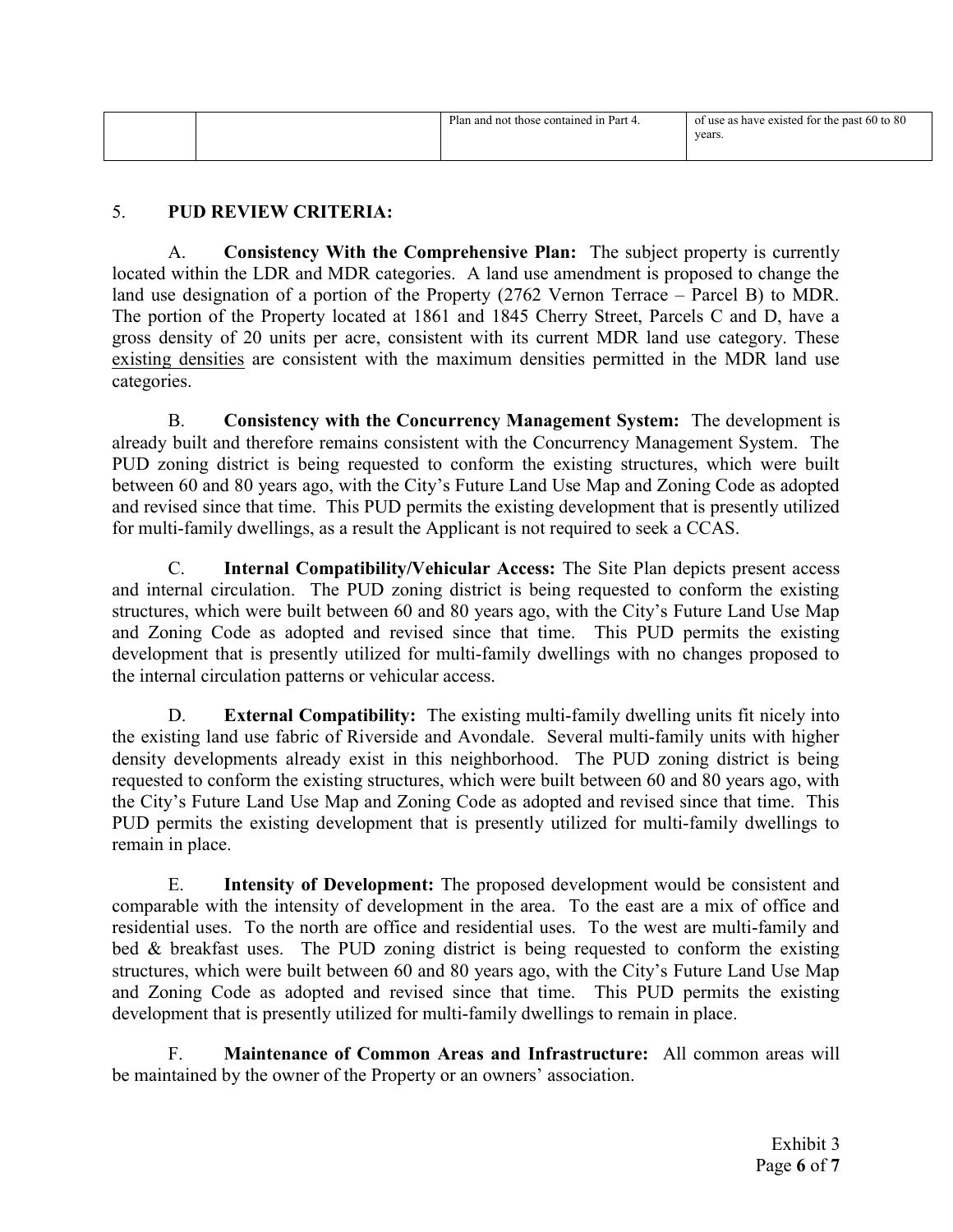|  |  | Plan and not those contained in Part 4. | of use as have existed for the past 60 to 80 years. |
|---|---|---|---|

5. **PUD REVIEW CRITERIA:**

A. **Consistency With the Comprehensive Plan:** The subject property is currently located within the LDR and MDR categories. A land use amendment is proposed to change the land use designation of a portion of the Property (2762 Vernon Terrace – Parcel B) to MDR. The portion of the Property located at 1861 and 1845 Cherry Street, Parcels C and D, have a gross density of 20 units per acre, consistent with its current MDR land use category. These existing densities are consistent with the maximum densities permitted in the MDR land use categories.

B. **Consistency with the Concurrency Management System:** The development is already built and therefore remains consistent with the Concurrency Management System. The PUD zoning district is being requested to conform the existing structures, which were built between 60 and 80 years ago, with the City's Future Land Use Map and Zoning Code as adopted and revised since that time. This PUD permits the existing development that is presently utilized for multi-family dwellings, as a result the Applicant is not required to seek a CCAS.

C. **Internal Compatibility/Vehicular Access:** The Site Plan depicts present access and internal circulation. The PUD zoning district is being requested to conform the existing structures, which were built between 60 and 80 years ago, with the City's Future Land Use Map and Zoning Code as adopted and revised since that time. This PUD permits the existing development that is presently utilized for multi-family dwellings with no changes proposed to the internal circulation patterns or vehicular access.

D. **External Compatibility:** The existing multi-family dwelling units fit nicely into the existing land use fabric of Riverside and Avondale. Several multi-family units with higher density developments already exist in this neighborhood. The PUD zoning district is being requested to conform the existing structures, which were built between 60 and 80 years ago, with the City's Future Land Use Map and Zoning Code as adopted and revised since that time. This PUD permits the existing development that is presently utilized for multi-family dwellings to remain in place.

E. **Intensity of Development:** The proposed development would be consistent and comparable with the intensity of development in the area. To the east are a mix of office and residential uses. To the north are office and residential uses. To the west are multi-family and bed & breakfast uses. The PUD zoning district is being requested to conform the existing structures, which were built between 60 and 80 years ago, with the City's Future Land Use Map and Zoning Code as adopted and revised since that time. This PUD permits the existing development that is presently utilized for multi-family dwellings to remain in place.

F. **Maintenance of Common Areas and Infrastructure:** All common areas will be maintained by the owner of the Property or an owners' association.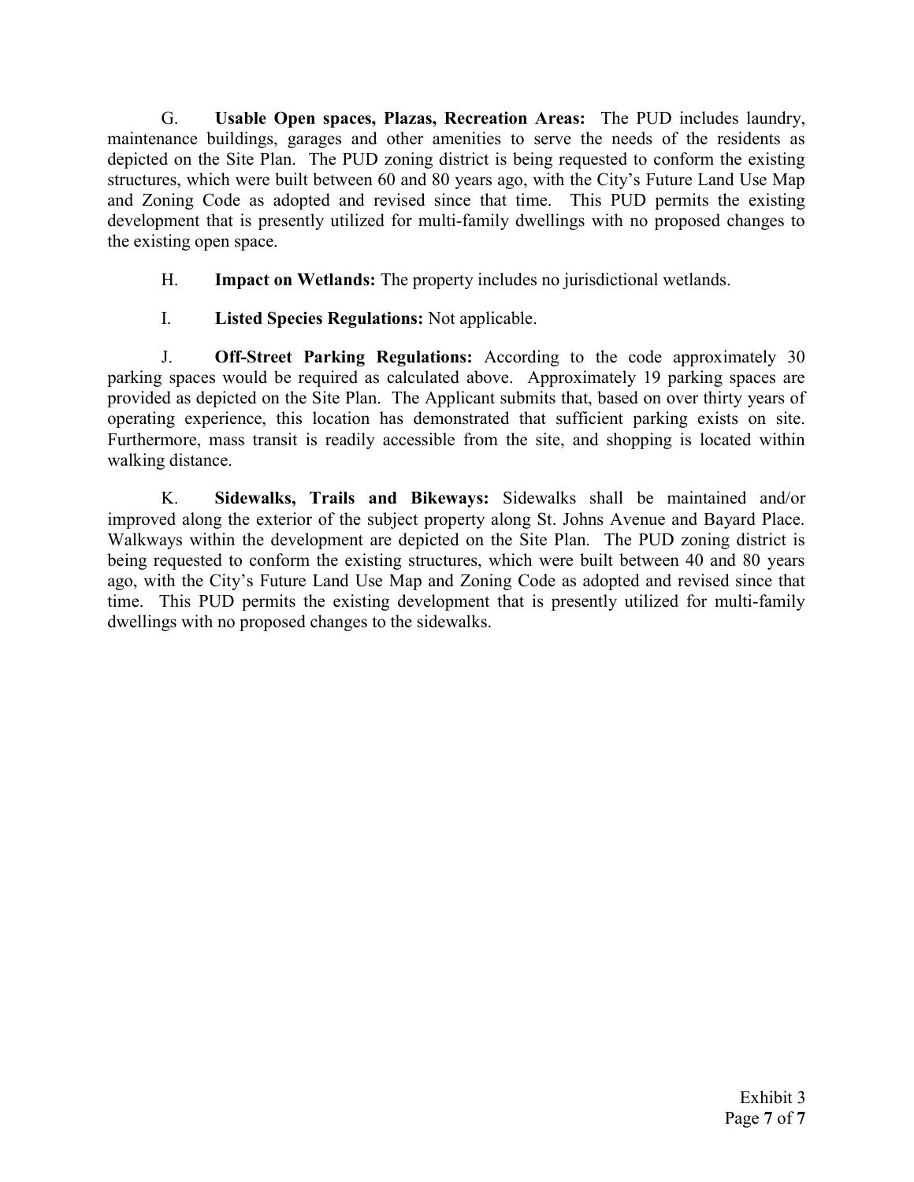G. **Usable Open spaces, Plazas, Recreation Areas:** The PUD includes laundry, maintenance buildings, garages and other amenities to serve the needs of the residents as depicted on the Site Plan. The PUD zoning district is being requested to conform the existing structures, which were built between 60 and 80 years ago, with the City's Future Land Use Map and Zoning Code as adopted and revised since that time. This PUD permits the existing development that is presently utilized for multi-family dwellings with no proposed changes to the existing open space.

H. **Impact on Wetlands:** The property includes no jurisdictional wetlands.

I. **Listed Species Regulations:** Not applicable.

J. **Off-Street Parking Regulations:** According to the code approximately 30 parking spaces would be required as calculated above. Approximately 19 parking spaces are provided as depicted on the Site Plan. The Applicant submits that, based on over thirty years of operating experience, this location has demonstrated that sufficient parking exists on site. Furthermore, mass transit is readily accessible from the site, and shopping is located within walking distance.

K. **Sidewalks, Trails and Bikeways:** Sidewalks shall be maintained and/or improved along the exterior of the subject property along St. Johns Avenue and Bayard Place. Walkways within the development are depicted on the Site Plan. The PUD zoning district is being requested to conform the existing structures, which were built between 40 and 80 years ago, with the City's Future Land Use Map and Zoning Code as adopted and revised since that time. This PUD permits the existing development that is presently utilized for multi-family dwellings with no proposed changes to the sidewalks.

Exhibit 3